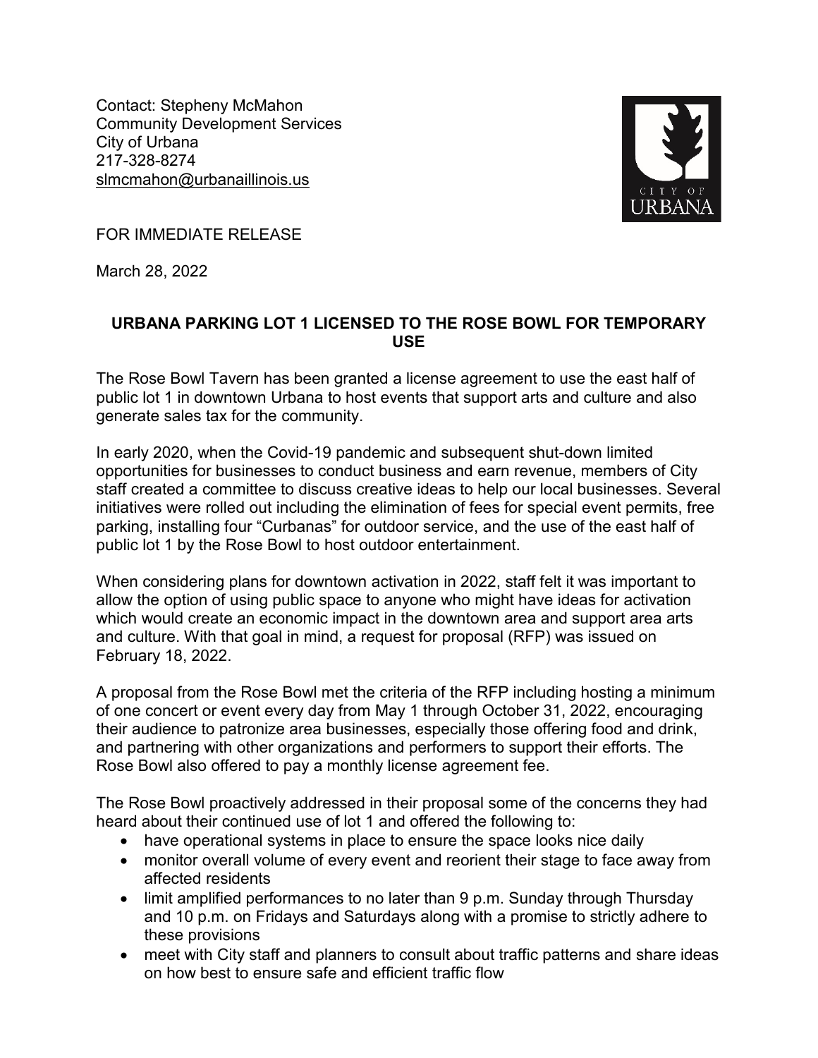Contact: Stepheny McMahon
Community Development Services
City of Urbana
217-328-8274
slmcmahon@urbanaillinois.us

FOR IMMEDIATE RELEASE

March 28, 2022

**URBANA PARKING LOT 1 LICENSED TO THE ROSE BOWL FOR TEMPORARY USE**

The Rose Bowl Tavern has been granted a license agreement to use the east half of public lot 1 in downtown Urbana to host events that support arts and culture and also generate sales tax for the community.

In early 2020, when the Covid-19 pandemic and subsequent shut-down limited opportunities for businesses to conduct business and earn revenue, members of City staff created a committee to discuss creative ideas to help our local businesses. Several initiatives were rolled out including the elimination of fees for special event permits, free parking, installing four "Curbanas" for outdoor service, and the use of the east half of public lot 1 by the Rose Bowl to host outdoor entertainment.

When considering plans for downtown activation in 2022, staff felt it was important to allow the option of using public space to anyone who might have ideas for activation which would create an economic impact in the downtown area and support area arts and culture. With that goal in mind, a request for proposal (RFP) was issued on February 18, 2022.

A proposal from the Rose Bowl met the criteria of the RFP including hosting a minimum of one concert or event every day from May 1 through October 31, 2022, encouraging their audience to patronize area businesses, especially those offering food and drink, and partnering with other organizations and performers to support their efforts. The Rose Bowl also offered to pay a monthly license agreement fee.

The Rose Bowl proactively addressed in their proposal some of the concerns they had heard about their continued use of lot 1 and offered the following to:

- have operational systems in place to ensure the space looks nice daily
- monitor overall volume of every event and reorient their stage to face away from affected residents
- limit amplified performances to no later than 9 p.m. Sunday through Thursday and 10 p.m. on Fridays and Saturdays along with a promise to strictly adhere to these provisions
- meet with City staff and planners to consult about traffic patterns and share ideas on how best to ensure safe and efficient traffic flow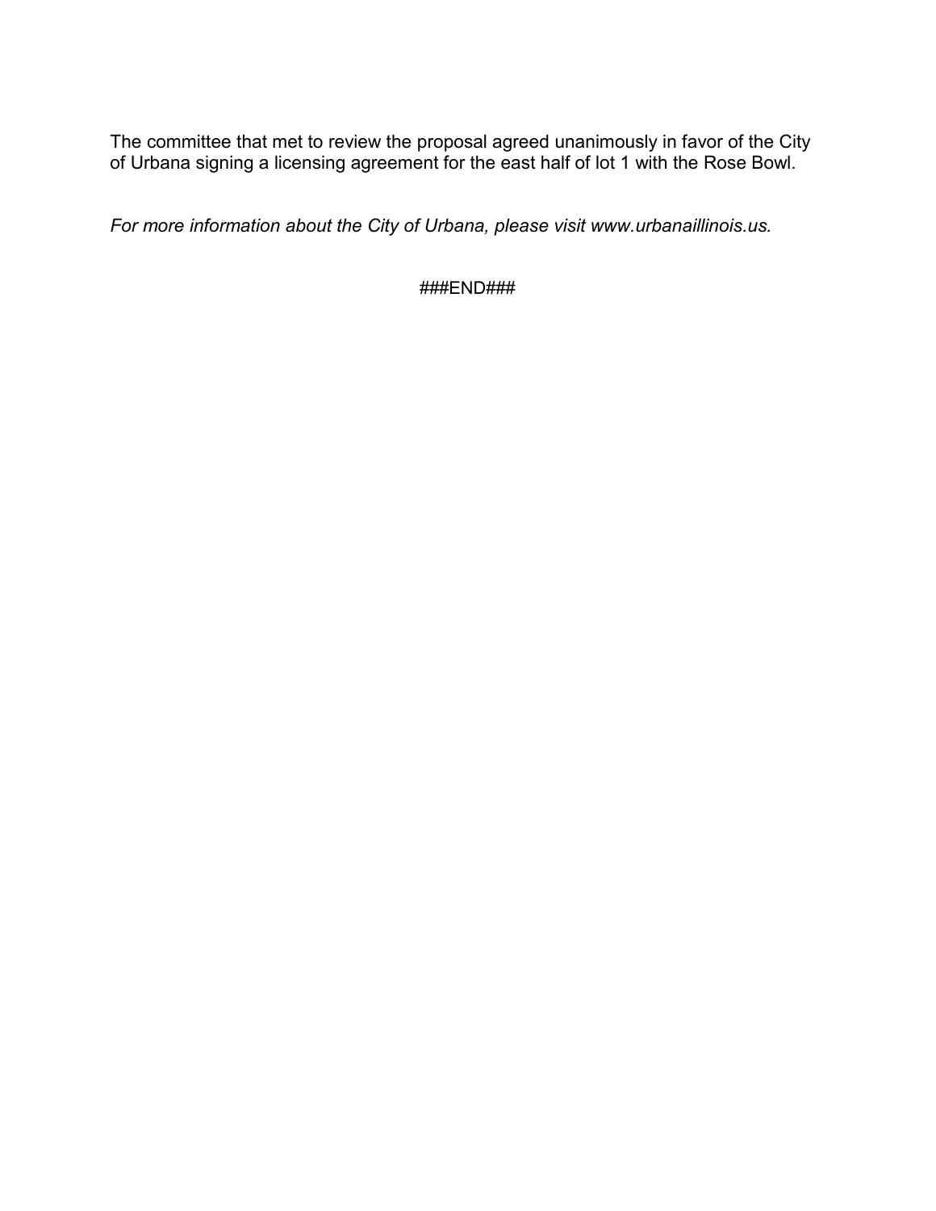The committee that met to review the proposal agreed unanimously in favor of the City of Urbana signing a licensing agreement for the east half of lot 1 with the Rose Bowl.

*For more information about the City of Urbana, please visit www.urbanaillinois.us.*

###END###